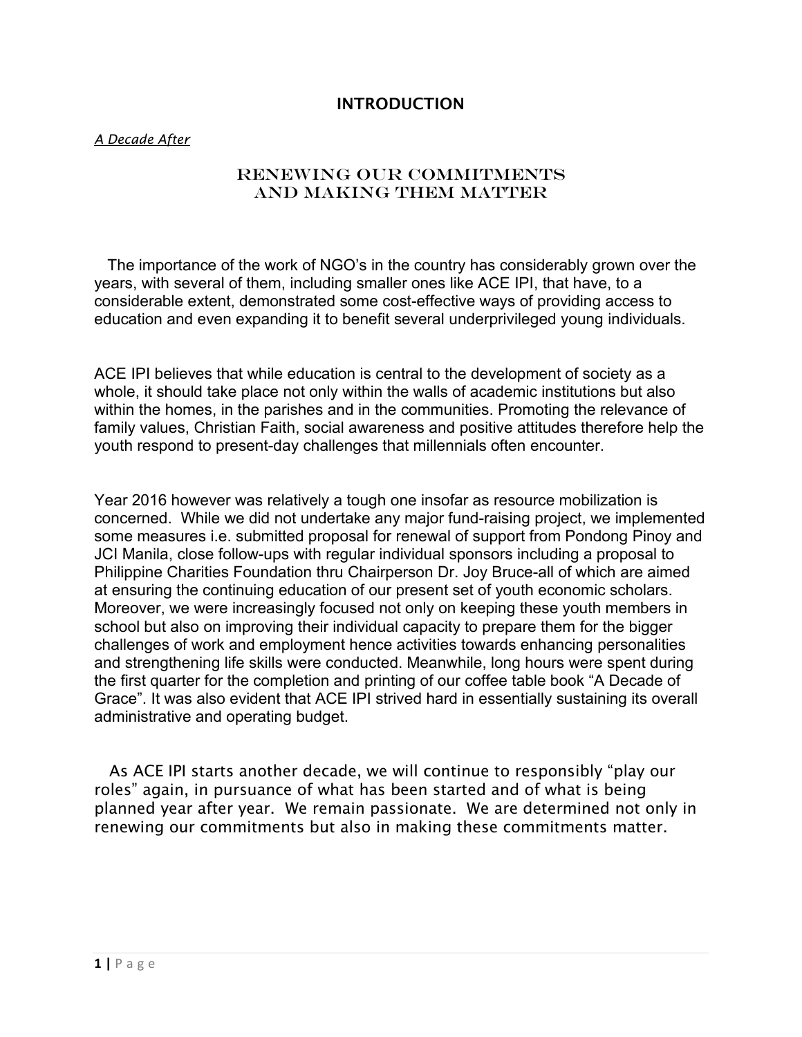# INTRODUCTION

*A Decade After*

## RENEWING OUR COMMITMENTS AND MAKING THEM MATTER

The importance of the work of NGO's in the country has considerably grown over the years, with several of them, including smaller ones like ACE IPI, that have, to a considerable extent, demonstrated some cost-effective ways of providing access to education and even expanding it to benefit several underprivileged young individuals.

ACE IPI believes that while education is central to the development of society as a whole, it should take place not only within the walls of academic institutions but also within the homes, in the parishes and in the communities. Promoting the relevance of family values, Christian Faith, social awareness and positive attitudes therefore help the youth respond to present-day challenges that millennials often encounter.

Year 2016 however was relatively a tough one insofar as resource mobilization is concerned. While we did not undertake any major fund-raising project, we implemented some measures i.e. submitted proposal for renewal of support from Pondong Pinoy and JCI Manila, close follow-ups with regular individual sponsors including a proposal to Philippine Charities Foundation thru Chairperson Dr. Joy Bruce-all of which are aimed at ensuring the continuing education of our present set of youth economic scholars. Moreover, we were increasingly focused not only on keeping these youth members in school but also on improving their individual capacity to prepare them for the bigger challenges of work and employment hence activities towards enhancing personalities and strengthening life skills were conducted. Meanwhile, long hours were spent during the first quarter for the completion and printing of our coffee table book "A Decade of Grace". It was also evident that ACE IPI strived hard in essentially sustaining its overall administrative and operating budget.

As ACE IPI starts another decade, we will continue to responsibly "play our roles" again, in pursuance of what has been started and of what is being planned year after year. We remain passionate. We are determined not only in renewing our commitments but also in making these commitments matter.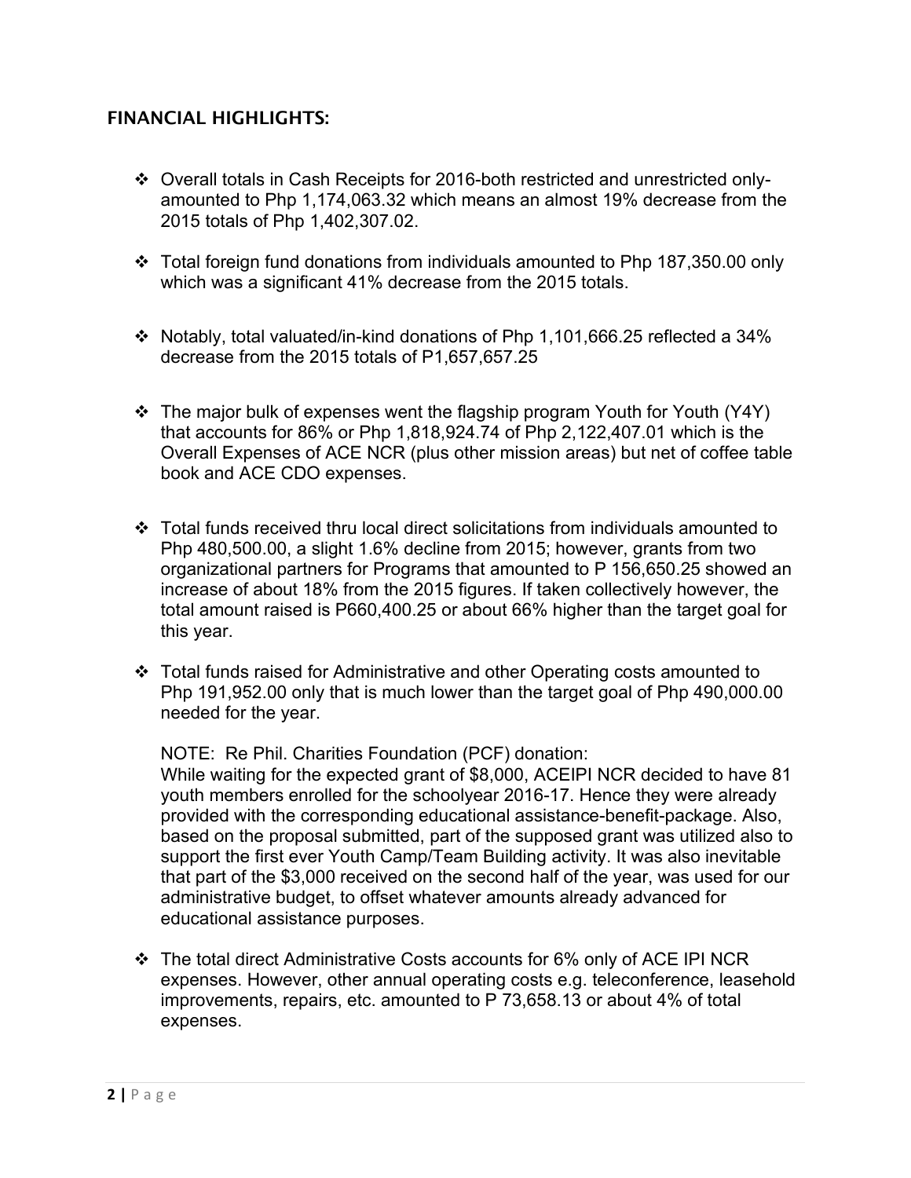## FINANCIAL HIGHLIGHTS:

- Overall totals in Cash Receipts for 2016-both restricted and unrestricted only-amounted to Php 1,174,063.32 which means an almost 19% decrease from the 2015 totals of Php 1,402,307.02.

- Total foreign fund donations from individuals amounted to Php 187,350.00 only which was a significant 41% decrease from the 2015 totals.

- Notably, total valuated/in-kind donations of Php 1,101,666.25 reflected a 34% decrease from the 2015 totals of P1,657,657.25

- The major bulk of expenses went the flagship program Youth for Youth (Y4Y) that accounts for 86% or Php 1,818,924.74 of Php 2,122,407.01 which is the Overall Expenses of ACE NCR (plus other mission areas) but net of coffee table book and ACE CDO expenses.

- Total funds received thru local direct solicitations from individuals amounted to Php 480,500.00, a slight 1.6% decline from 2015; however, grants from two organizational partners for Programs that amounted to P 156,650.25 showed an increase of about 18% from the 2015 figures. If taken collectively however, the total amount raised is P660,400.25 or about 66% higher than the target goal for this year.

- Total funds raised for Administrative and other Operating costs amounted to Php 191,952.00 only that is much lower than the target goal of Php 490,000.00 needed for the year.

  NOTE: Re Phil. Charities Foundation (PCF) donation:
  While waiting for the expected grant of $8,000, ACEIPI NCR decided to have 81 youth members enrolled for the schoolyear 2016-17. Hence they were already provided with the corresponding educational assistance-benefit-package. Also, based on the proposal submitted, part of the supposed grant was utilized also to support the first ever Youth Camp/Team Building activity. It was also inevitable that part of the $3,000 received on the second half of the year, was used for our administrative budget, to offset whatever amounts already advanced for educational assistance purposes.

- The total direct Administrative Costs accounts for 6% only of ACE IPI NCR expenses. However, other annual operating costs e.g. teleconference, leasehold improvements, repairs, etc. amounted to P 73,658.13 or about 4% of total expenses.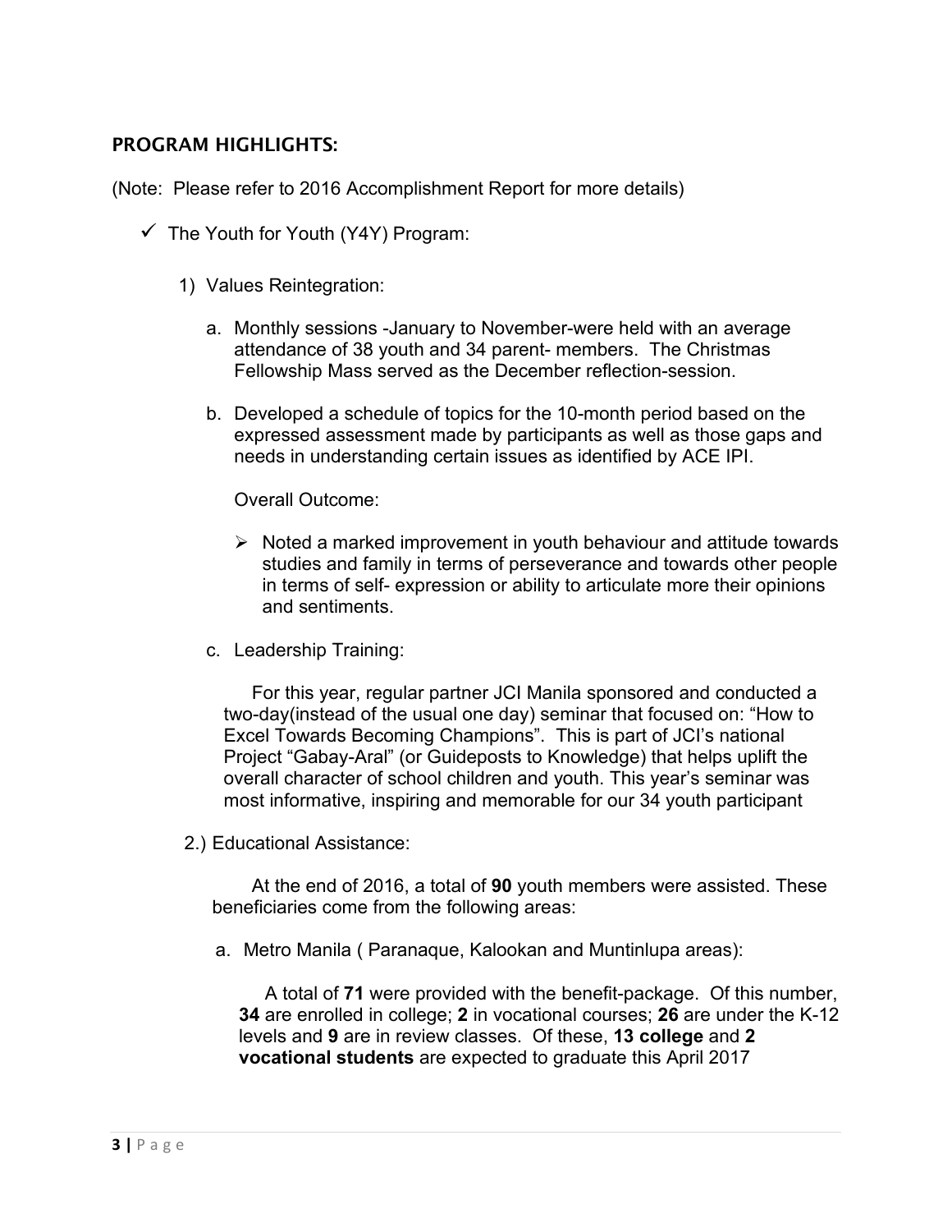## PROGRAM HIGHLIGHTS:

(Note: Please refer to 2016 Accomplishment Report for more details)

- ✓ The Youth for Youth (Y4Y) Program:

  1) Values Reintegration:

     a. Monthly sessions -January to November-were held with an average attendance of 38 youth and 34 parent- members. The Christmas Fellowship Mass served as the December reflection-session.

     b. Developed a schedule of topics for the 10-month period based on the expressed assessment made by participants as well as those gaps and needs in understanding certain issues as identified by ACE IPI.

        Overall Outcome:

        - Noted a marked improvement in youth behaviour and attitude towards studies and family in terms of perseverance and towards other people in terms of self- expression or ability to articulate more their opinions and sentiments.

     c. Leadership Training:

        For this year, regular partner JCI Manila sponsored and conducted a two-day(instead of the usual one day) seminar that focused on: "How to Excel Towards Becoming Champions". This is part of JCI's national Project "Gabay-Aral" (or Guideposts to Knowledge) that helps uplift the overall character of school children and youth. This year's seminar was most informative, inspiring and memorable for our 34 youth participant

  2.) Educational Assistance:

     At the end of 2016, a total of **90** youth members were assisted. These beneficiaries come from the following areas:

     a. Metro Manila ( Paranaque, Kalookan and Muntinlupa areas):

        A total of **71** were provided with the benefit-package. Of this number, **34** are enrolled in college; **2** in vocational courses; **26** are under the K-12 levels and **9** are in review classes. Of these, **13 college** and **2 vocational students** are expected to graduate this April 2017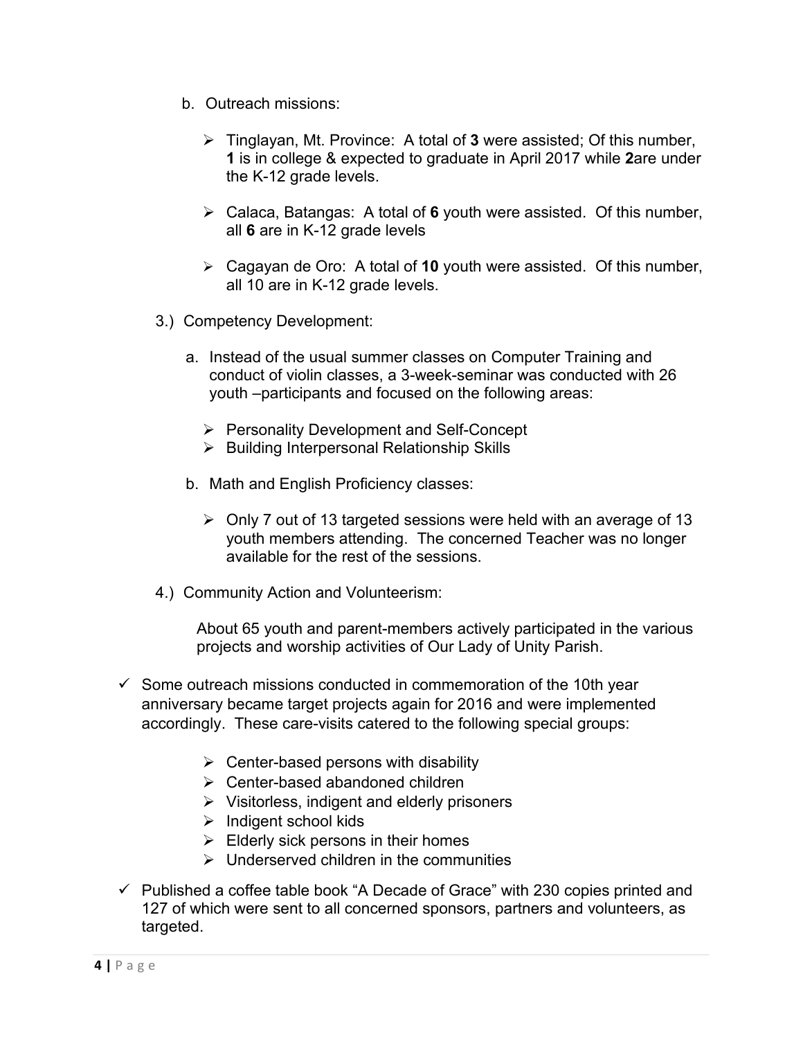b. Outreach missions:

   - Tinglayan, Mt. Province: A total of **3** were assisted; Of this number, **1** is in college & expected to graduate in April 2017 while **2**are under the K-12 grade levels.
   - Calaca, Batangas: A total of **6** youth were assisted. Of this number, all **6** are in K-12 grade levels
   - Cagayan de Oro: A total of **10** youth were assisted. Of this number, all 10 are in K-12 grade levels.

3.) Competency Development:

   a. Instead of the usual summer classes on Computer Training and conduct of violin classes, a 3-week-seminar was conducted with 26 youth –participants and focused on the following areas:

      - Personality Development and Self-Concept
      - Building Interpersonal Relationship Skills

   b. Math and English Proficiency classes:

      - Only 7 out of 13 targeted sessions were held with an average of 13 youth members attending. The concerned Teacher was no longer available for the rest of the sessions.

4.) Community Action and Volunteerism:

   About 65 youth and parent-members actively participated in the various projects and worship activities of Our Lady of Unity Parish.

- ✓ Some outreach missions conducted in commemoration of the 10th year anniversary became target projects again for 2016 and were implemented accordingly. These care-visits catered to the following special groups:

   - Center-based persons with disability
   - Center-based abandoned children
   - Visitorless, indigent and elderly prisoners
   - Indigent school kids
   - Elderly sick persons in their homes
   - Underserved children in the communities

- ✓ Published a coffee table book "A Decade of Grace" with 230 copies printed and 127 of which were sent to all concerned sponsors, partners and volunteers, as targeted.